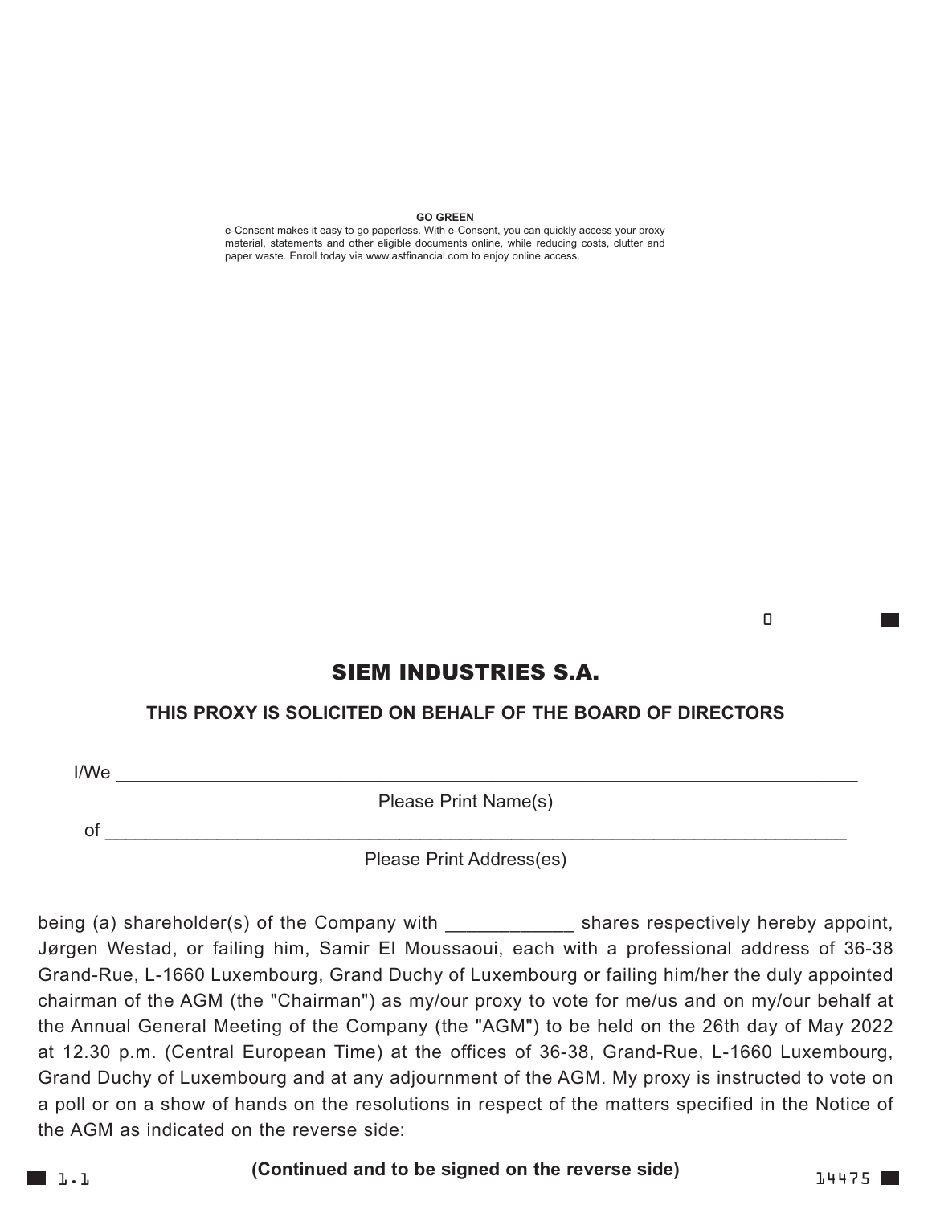**GO GREEN**

e-Consent makes it easy to go paperless. With e-Consent, you can quickly access your proxy material, statements and other eligible documents online, while reducing costs, clutter and paper waste. Enroll today via www.astfinancial.com to enjoy online access.

# SIEM INDUSTRIES S.A.

**THIS PROXY IS SOLICITED ON BEHALF OF THE BOARD OF DIRECTORS**

I/We ___________________________________________________________________________

Please Print Name(s)

of ___________________________________________________________________________

Please Print Address(es)

being (a) shareholder(s) of the Company with ____________ shares respectively hereby appoint, Jørgen Westad, or failing him, Samir El Moussaoui, each with a professional address of 36-38 Grand-Rue, L-1660 Luxembourg, Grand Duchy of Luxembourg or failing him/her the duly appointed chairman of the AGM (the "Chairman") as my/our proxy to vote for me/us and on my/our behalf at the Annual General Meeting of the Company (the "AGM") to be held on the 26th day of May 2022 at 12.30 p.m. (Central European Time) at the offices of 36-38, Grand-Rue, L-1660 Luxembourg, Grand Duchy of Luxembourg and at any adjournment of the AGM. My proxy is instructed to vote on a poll or on a show of hands on the resolutions in respect of the matters specified in the Notice of the AGM as indicated on the reverse side:

**(Continued and to be signed on the reverse side)**

1.1

14475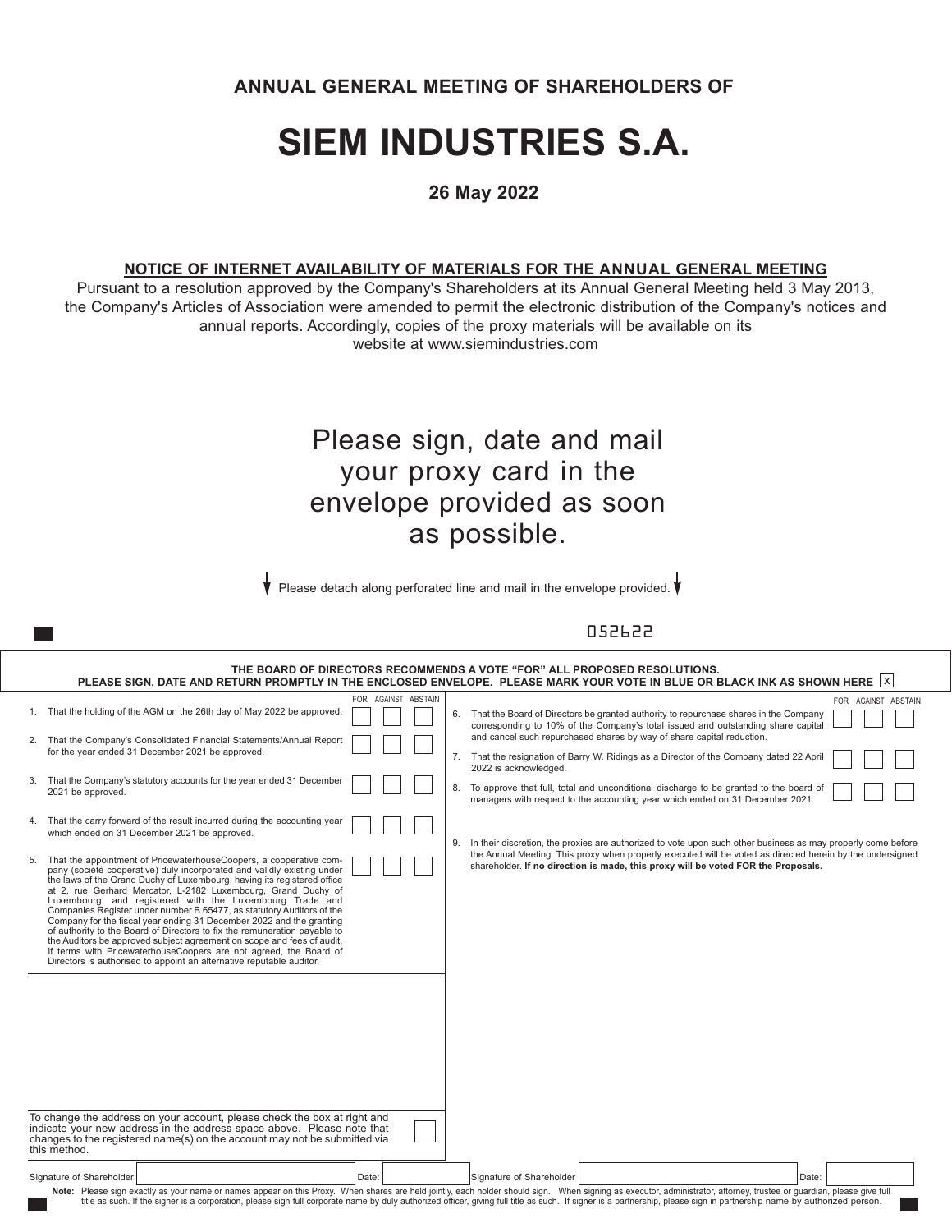**ANNUAL GENERAL MEETING OF SHAREHOLDERS OF**

# SIEM INDUSTRIES S.A.

**26 May 2022**

**NOTICE OF INTERNET AVAILABILITY OF MATERIALS FOR THE ANNUAL GENERAL MEETING**

Pursuant to a resolution approved by the Company's Shareholders at its Annual General Meeting held 3 May 2013, the Company's Articles of Association were amended to permit the electronic distribution of the Company's notices and annual reports. Accordingly, copies of the proxy materials will be available on its website at www.siemindustries.com

Please sign, date and mail your proxy card in the envelope provided as soon as possible.

Please detach along perforated line and mail in the envelope provided.

052622

**THE BOARD OF DIRECTORS RECOMMENDS A VOTE "FOR" ALL PROPOSED RESOLUTIONS.**
**PLEASE SIGN, DATE AND RETURN PROMPTLY IN THE ENCLOSED ENVELOPE. PLEASE MARK YOUR VOTE IN BLUE OR BLACK INK AS SHOWN HERE** [X]

| | FOR | AGAINST | ABSTAIN |
|---|---|---|---|
| 1. That the holding of the AGM on the 26th day of May 2022 be approved. | ☐ | ☐ | ☐ |
| 2. That the Company's Consolidated Financial Statements/Annual Report for the year ended 31 December 2021 be approved. | ☐ | ☐ | ☐ |
| 3. That the Company's statutory accounts for the year ended 31 December 2021 be approved. | ☐ | ☐ | ☐ |
| 4. That the carry forward of the result incurred during the accounting year which ended on 31 December 2021 be approved. | ☐ | ☐ | ☐ |
| 5. That the appointment of PricewaterhouseCoopers, a cooperative company (société cooperative) duly incorporated and validly existing under the laws of the Grand Duchy of Luxembourg, having its registered office at 2, rue Gerhard Mercator, L-2182 Luxembourg, Grand Duchy of Luxembourg, and registered with the Luxembourg Trade and Companies Register under number B 65477, as statutory Auditors of the Company for the fiscal year ending 31 December 2022 and the granting of authority to the Board of Directors to fix the remuneration payable to the Auditors be approved subject agreement on scope and fees of audit. If terms with PricewaterhouseCoopers are not agreed, the Board of Directors is authorised to appoint an alternative reputable auditor. | ☐ | ☐ | ☐ |
| 6. That the Board of Directors be granted authority to repurchase shares in the Company corresponding to 10% of the Company's total issued and outstanding share capital and cancel such repurchased shares by way of share capital reduction. | ☐ | ☐ | ☐ |
| 7. That the resignation of Barry W. Ridings as a Director of the Company dated 22 April 2022 is acknowledged. | ☐ | ☐ | ☐ |
| 8. To approve that full, total and unconditional discharge to be granted to the board of managers with respect to the accounting year which ended on 31 December 2021. | ☐ | ☐ | ☐ |

9. In their discretion, the proxies are authorized to vote upon such other business as may properly come before the Annual Meeting. This proxy when properly executed will be voted as directed herein by the undersigned shareholder. **If no direction is made, this proxy will be voted FOR the Proposals.**

To change the address on your account, please check the box at right and indicate your new address in the address space above. Please note that changes to the registered name(s) on the account may not be submitted via this method. ☐

Signature of Shareholder ____________ Date: ______ Signature of Shareholder ____________ Date: ______

**Note:** Please sign exactly as your name or names appear on this Proxy. When shares are held jointly, each holder should sign. When signing as executor, administrator, attorney, trustee or guardian, please give full title as such. If the signer is a corporation, please sign full corporate name by duly authorized officer, giving full title as such. If signer is a partnership, please sign in partnership name by authorized person.